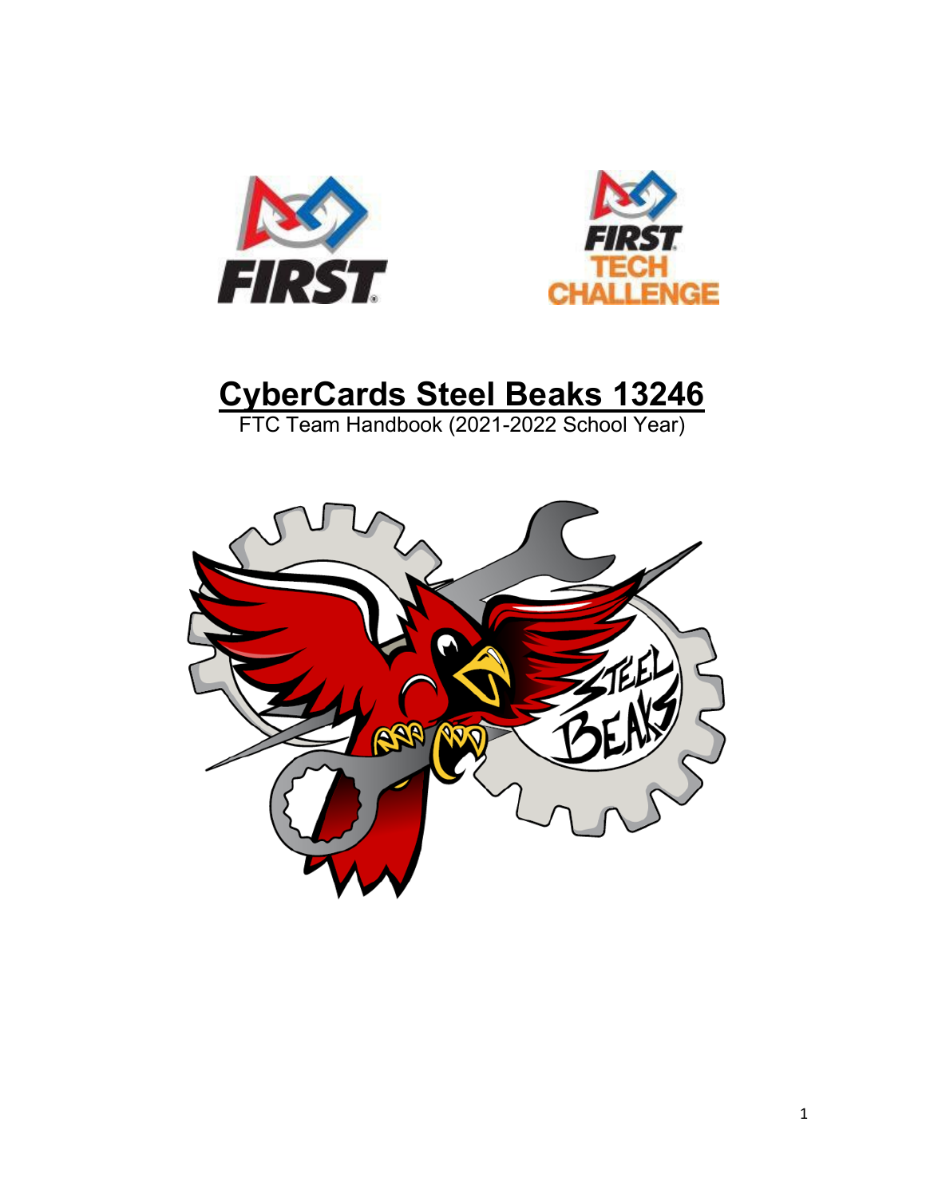# CyberCards Steel Beaks 13246

FTC Team Handbook (2021-2022 School Year)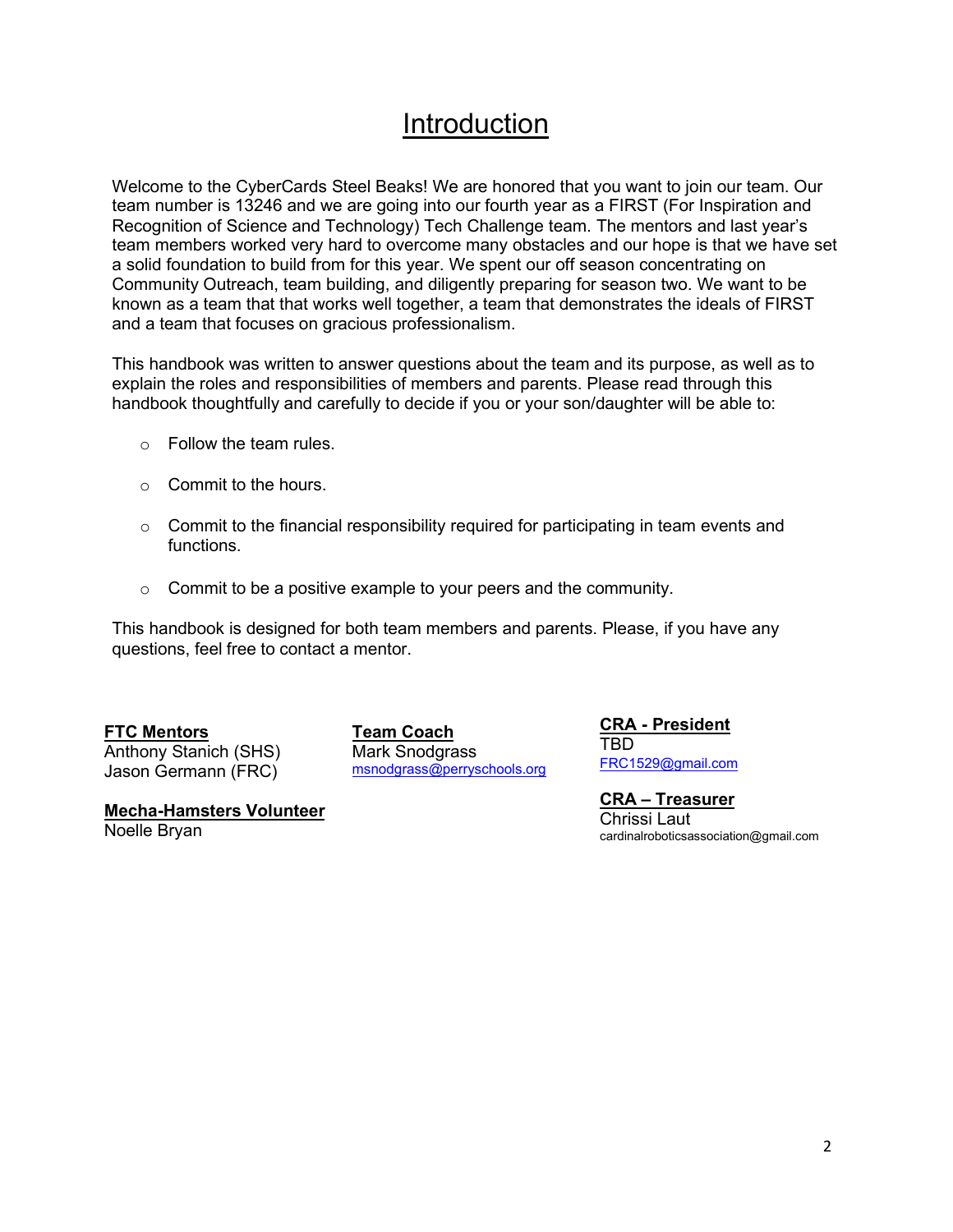# Introduction

Welcome to the CyberCards Steel Beaks! We are honored that you want to join our team. Our team number is 13246 and we are going into our fourth year as a FIRST (For Inspiration and Recognition of Science and Technology) Tech Challenge team. The mentors and last year's team members worked very hard to overcome many obstacles and our hope is that we have set a solid foundation to build from for this year. We spent our off season concentrating on Community Outreach, team building, and diligently preparing for season two. We want to be known as a team that that works well together, a team that demonstrates the ideals of FIRST and a team that focuses on gracious professionalism.

This handbook was written to answer questions about the team and its purpose, as well as to explain the roles and responsibilities of members and parents. Please read through this handbook thoughtfully and carefully to decide if you or your son/daughter will be able to:

- Follow the team rules.
- Commit to the hours.
- Commit to the financial responsibility required for participating in team events and functions.
- Commit to be a positive example to your peers and the community.

This handbook is designed for both team members and parents. Please, if you have any questions, feel free to contact a mentor.

**FTC Mentors**
Anthony Stanich (SHS)
Jason Germann (FRC)

**Mecha-Hamsters Volunteer**
Noelle Bryan

**Team Coach**
Mark Snodgrass
msnodgrass@perryschools.org

**CRA - President**
TBD
FRC1529@gmail.com

**CRA – Treasurer**
Chrissi Laut
cardinalroboticsassociation@gmail.com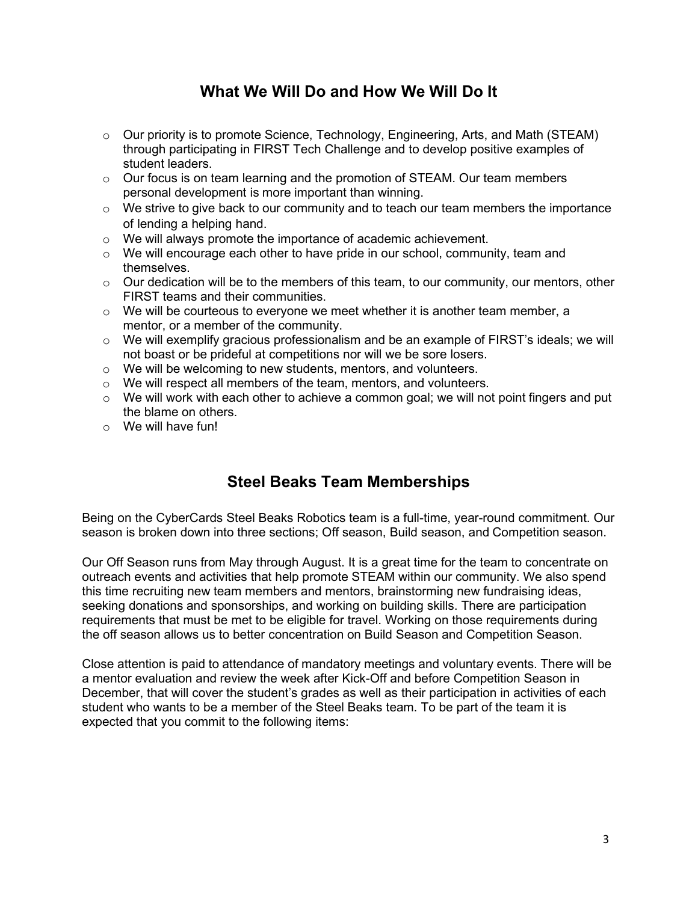## What We Will Do and How We Will Do It

- Our priority is to promote Science, Technology, Engineering, Arts, and Math (STEAM) through participating in FIRST Tech Challenge and to develop positive examples of student leaders.
- Our focus is on team learning and the promotion of STEAM. Our team members personal development is more important than winning.
- We strive to give back to our community and to teach our team members the importance of lending a helping hand.
- We will always promote the importance of academic achievement.
- We will encourage each other to have pride in our school, community, team and themselves.
- Our dedication will be to the members of this team, to our community, our mentors, other FIRST teams and their communities.
- We will be courteous to everyone we meet whether it is another team member, a mentor, or a member of the community.
- We will exemplify gracious professionalism and be an example of FIRST's ideals; we will not boast or be prideful at competitions nor will we be sore losers.
- We will be welcoming to new students, mentors, and volunteers.
- We will respect all members of the team, mentors, and volunteers.
- We will work with each other to achieve a common goal; we will not point fingers and put the blame on others.
- We will have fun!

## Steel Beaks Team Memberships

Being on the CyberCards Steel Beaks Robotics team is a full-time, year-round commitment. Our season is broken down into three sections; Off season, Build season, and Competition season.

Our Off Season runs from May through August. It is a great time for the team to concentrate on outreach events and activities that help promote STEAM within our community. We also spend this time recruiting new team members and mentors, brainstorming new fundraising ideas, seeking donations and sponsorships, and working on building skills. There are participation requirements that must be met to be eligible for travel. Working on those requirements during the off season allows us to better concentration on Build Season and Competition Season.

Close attention is paid to attendance of mandatory meetings and voluntary events. There will be a mentor evaluation and review the week after Kick-Off and before Competition Season in December, that will cover the student's grades as well as their participation in activities of each student who wants to be a member of the Steel Beaks team. To be part of the team it is expected that you commit to the following items: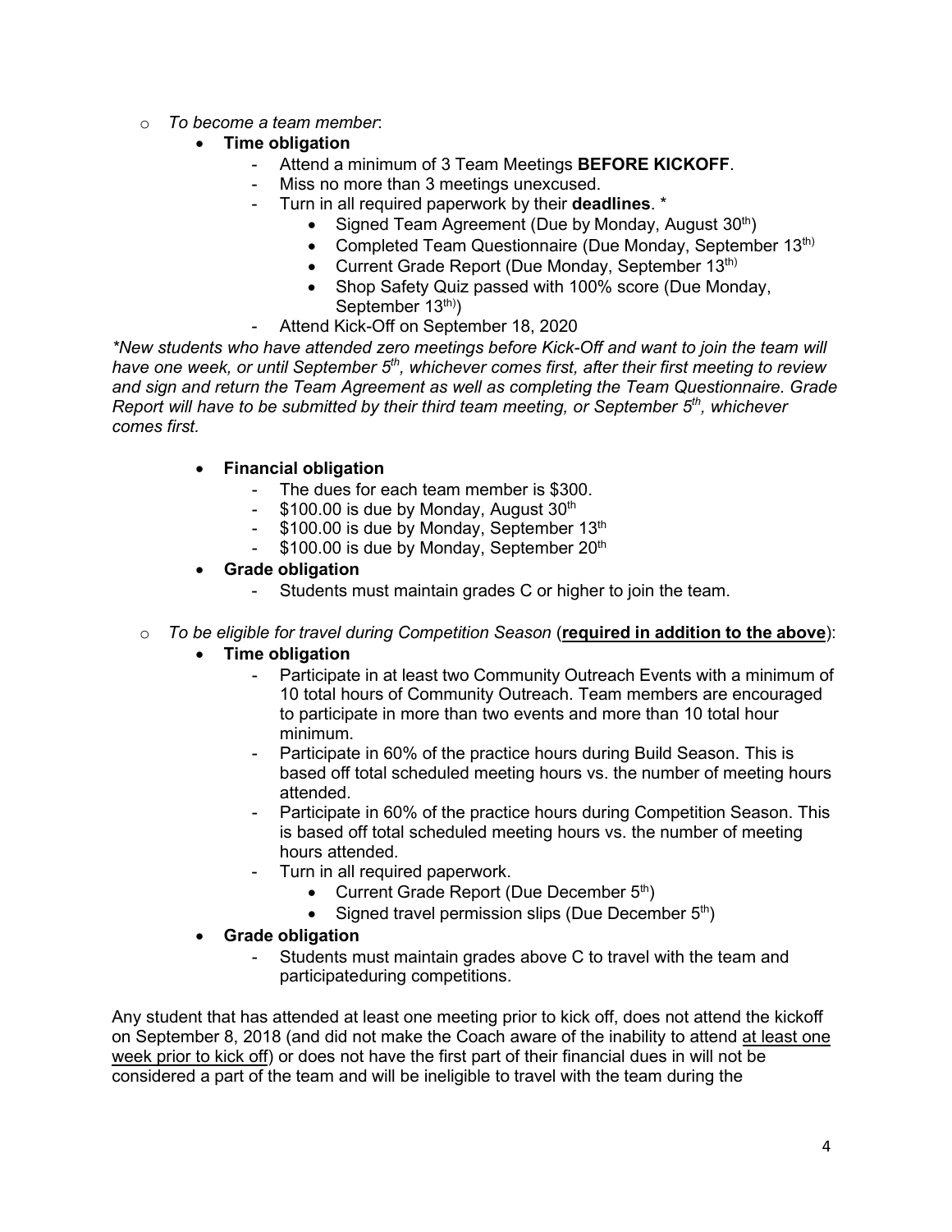- *To become a team member*:
  - **Time obligation**
    - Attend a minimum of 3 Team Meetings **BEFORE KICKOFF**.
    - Miss no more than 3 meetings unexcused.
    - Turn in all required paperwork by their **deadlines**. *
      - Signed Team Agreement (Due by Monday, August 30th)
      - Completed Team Questionnaire (Due Monday, September 13th)
      - Current Grade Report (Due Monday, September 13th)
      - Shop Safety Quiz passed with 100% score (Due Monday, September 13th)
    - Attend Kick-Off on September 18, 2020

*\*New students who have attended zero meetings before Kick-Off and want to join the team will have one week, or until September 5th, whichever comes first, after their first meeting to review and sign and return the Team Agreement as well as completing the Team Questionnaire. Grade Report will have to be submitted by their third team meeting, or September 5th, whichever comes first.*

  - **Financial obligation**
    - The dues for each team member is $300.
    - $100.00 is due by Monday, August 30th
    - $100.00 is due by Monday, September 13th
    - $100.00 is due by Monday, September 20th
  - **Grade obligation**
    - Students must maintain grades C or higher to join the team.

- *To be eligible for travel during Competition Season* (**required in addition to the above**):
  - **Time obligation**
    - Participate in at least two Community Outreach Events with a minimum of 10 total hours of Community Outreach. Team members are encouraged to participate in more than two events and more than 10 total hour minimum.
    - Participate in 60% of the practice hours during Build Season. This is based off total scheduled meeting hours vs. the number of meeting hours attended.
    - Participate in 60% of the practice hours during Competition Season. This is based off total scheduled meeting hours vs. the number of meeting hours attended.
    - Turn in all required paperwork.
      - Current Grade Report (Due December 5th)
      - Signed travel permission slips (Due December 5th)
  - **Grade obligation**
    - Students must maintain grades above C to travel with the team and participateduring competitions.

Any student that has attended at least one meeting prior to kick off, does not attend the kickoff on September 8, 2018 (and did not make the Coach aware of the inability to attend at least one week prior to kick off) or does not have the first part of their financial dues in will not be considered a part of the team and will be ineligible to travel with the team during the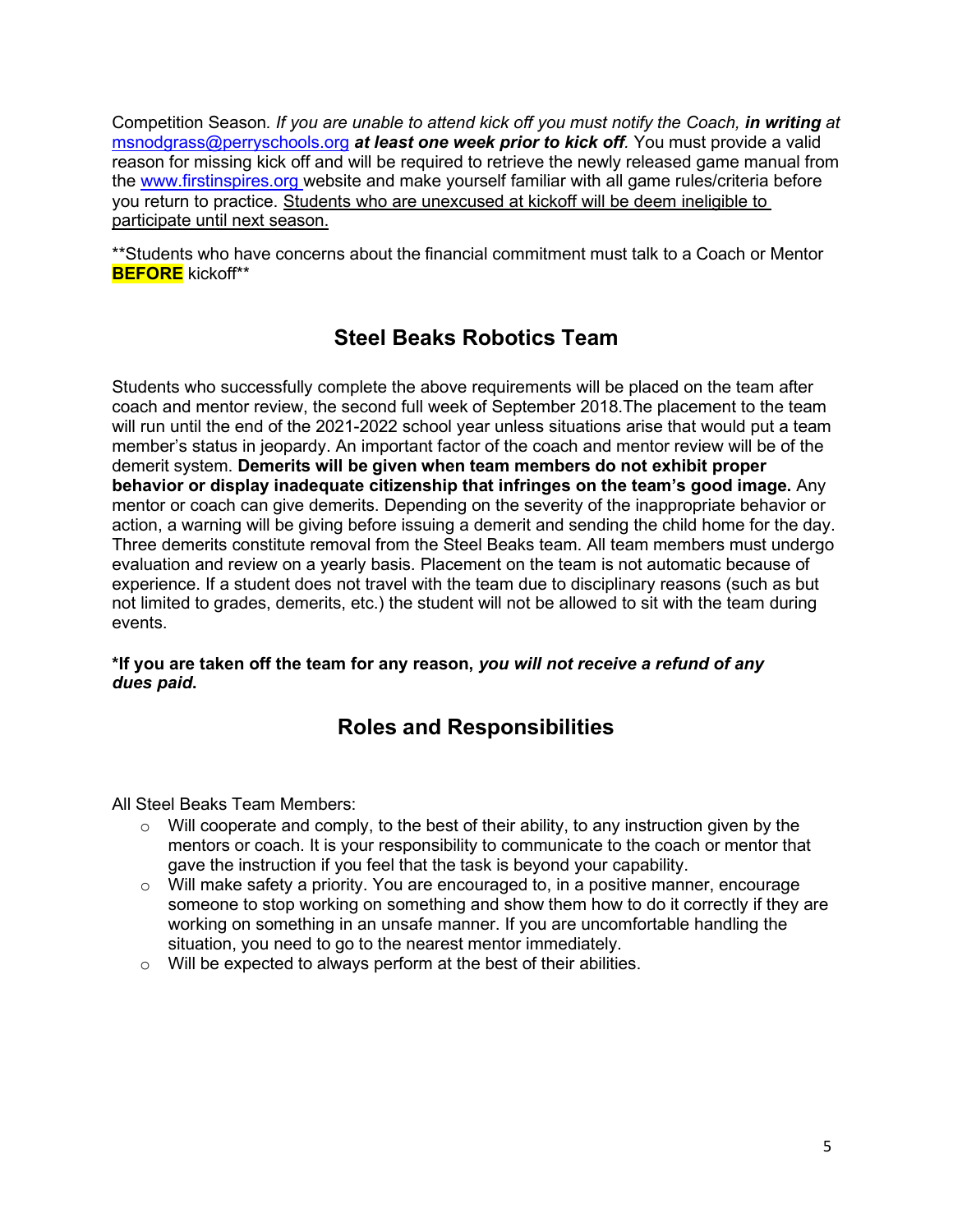Competition Season*. If you are unable to attend kick off you must notify the Coach, **in writing** at* [msnodgrass@perryschools.org](mailto:msnodgrass@perryschools.org) ***at least one week prior to kick off****.* You must provide a valid reason for missing kick off and will be required to retrieve the newly released game manual from the [www.firstinspires.org](http://www.firstinspires.org) website and make yourself familiar with all game rules/criteria before you return to practice. <u>Students who are unexcused at kickoff will be deem ineligible to participate until next season.</u>

**Students who have concerns about the financial commitment must talk to a Coach or Mentor **BEFORE** kickoff**

## Steel Beaks Robotics Team

Students who successfully complete the above requirements will be placed on the team after coach and mentor review, the second full week of September 2018.The placement to the team will run until the end of the 2021-2022 school year unless situations arise that would put a team member's status in jeopardy. An important factor of the coach and mentor review will be of the demerit system. **Demerits will be given when team members do not exhibit proper behavior or display inadequate citizenship that infringes on the team's good image.** Any mentor or coach can give demerits. Depending on the severity of the inappropriate behavior or action, a warning will be giving before issuing a demerit and sending the child home for the day. Three demerits constitute removal from the Steel Beaks team. All team members must undergo evaluation and review on a yearly basis. Placement on the team is not automatic because of experience. If a student does not travel with the team due to disciplinary reasons (such as but not limited to grades, demerits, etc.) the student will not be allowed to sit with the team during events.

**\*If you are taken off the team for any reason, *you will not receive a refund of any dues paid.***

## Roles and Responsibilities

All Steel Beaks Team Members:

- Will cooperate and comply, to the best of their ability, to any instruction given by the mentors or coach. It is your responsibility to communicate to the coach or mentor that gave the instruction if you feel that the task is beyond your capability.
- Will make safety a priority. You are encouraged to, in a positive manner, encourage someone to stop working on something and show them how to do it correctly if they are working on something in an unsafe manner. If you are uncomfortable handling the situation, you need to go to the nearest mentor immediately.
- Will be expected to always perform at the best of their abilities.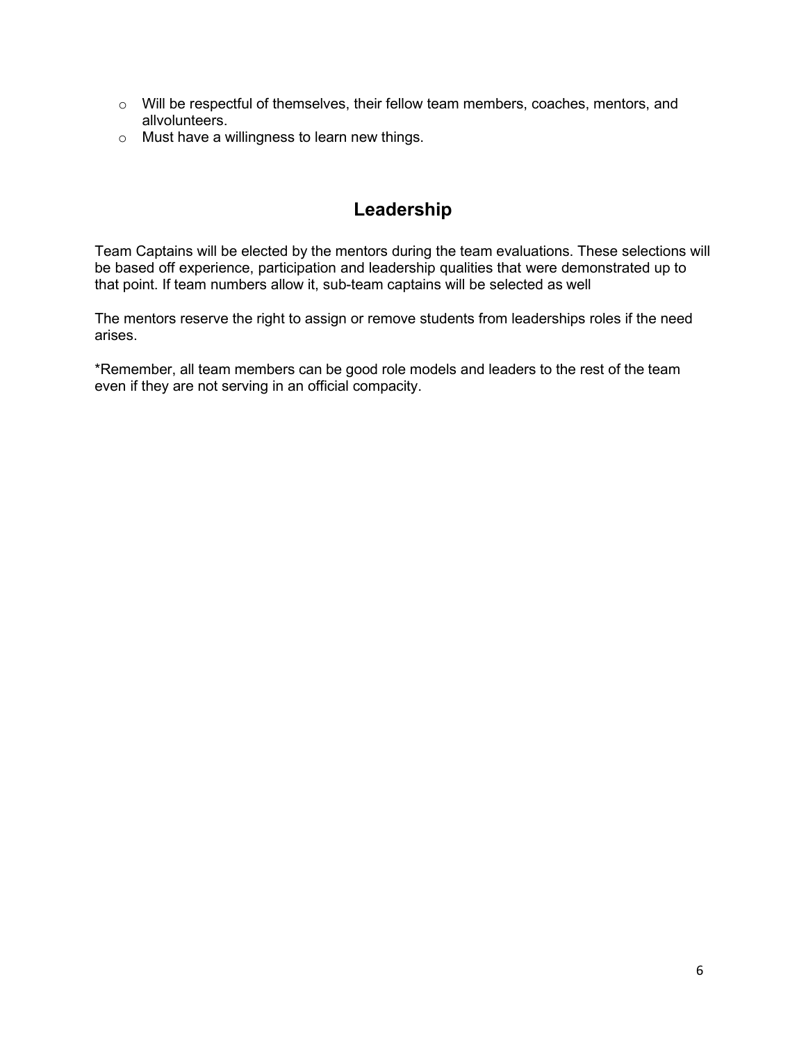- Will be respectful of themselves, their fellow team members, coaches, mentors, and allvolunteers.
- Must have a willingness to learn new things.

## Leadership

Team Captains will be elected by the mentors during the team evaluations. These selections will be based off experience, participation and leadership qualities that were demonstrated up to that point. If team numbers allow it, sub-team captains will be selected as well

The mentors reserve the right to assign or remove students from leaderships roles if the need arises.

*Remember, all team members can be good role models and leaders to the rest of the team even if they are not serving in an official compacity.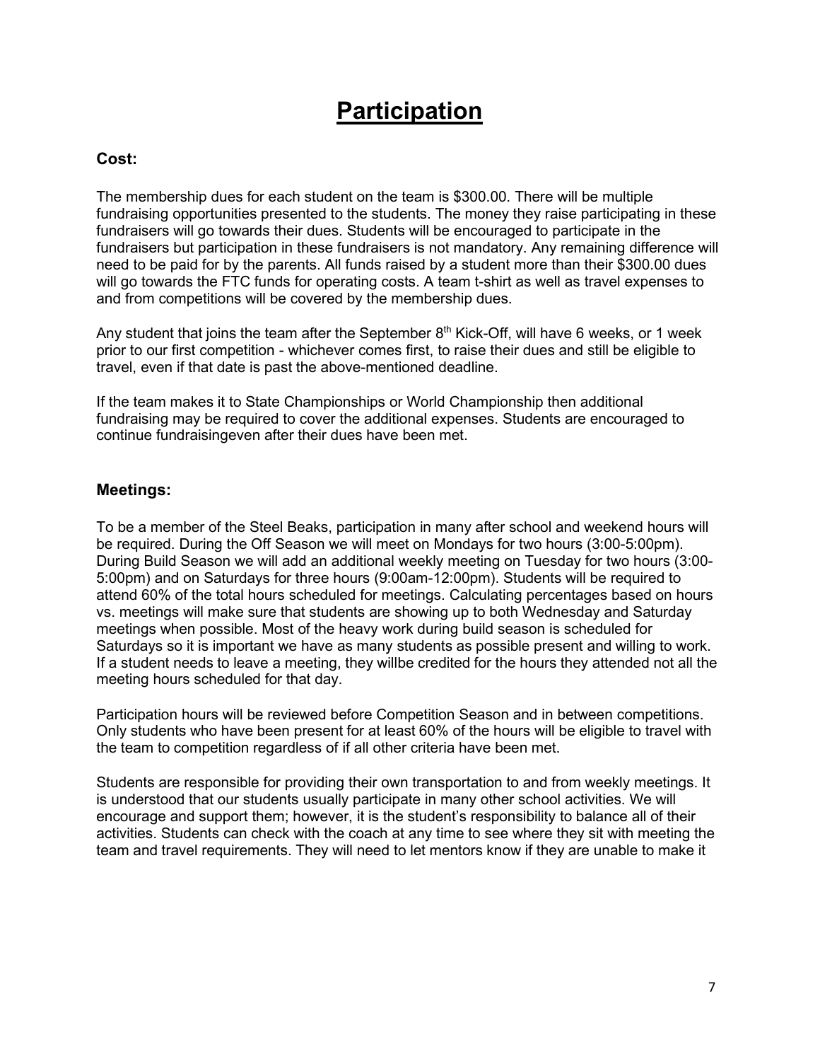# Participation

### Cost:

The membership dues for each student on the team is $300.00. There will be multiple fundraising opportunities presented to the students. The money they raise participating in these fundraisers will go towards their dues. Students will be encouraged to participate in the fundraisers but participation in these fundraisers is not mandatory. Any remaining difference will need to be paid for by the parents. All funds raised by a student more than their $300.00 dues will go towards the FTC funds for operating costs. A team t-shirt as well as travel expenses to and from competitions will be covered by the membership dues.

Any student that joins the team after the September 8th Kick-Off, will have 6 weeks, or 1 week prior to our first competition - whichever comes first, to raise their dues and still be eligible to travel, even if that date is past the above-mentioned deadline.

If the team makes it to State Championships or World Championship then additional fundraising may be required to cover the additional expenses. Students are encouraged to continue fundraisingeven after their dues have been met.

### Meetings:

To be a member of the Steel Beaks, participation in many after school and weekend hours will be required. During the Off Season we will meet on Mondays for two hours (3:00-5:00pm). During Build Season we will add an additional weekly meeting on Tuesday for two hours (3:00-5:00pm) and on Saturdays for three hours (9:00am-12:00pm). Students will be required to attend 60% of the total hours scheduled for meetings. Calculating percentages based on hours vs. meetings will make sure that students are showing up to both Wednesday and Saturday meetings when possible. Most of the heavy work during build season is scheduled for Saturdays so it is important we have as many students as possible present and willing to work. If a student needs to leave a meeting, they willbe credited for the hours they attended not all the meeting hours scheduled for that day.

Participation hours will be reviewed before Competition Season and in between competitions. Only students who have been present for at least 60% of the hours will be eligible to travel with the team to competition regardless of if all other criteria have been met.

Students are responsible for providing their own transportation to and from weekly meetings. It is understood that our students usually participate in many other school activities. We will encourage and support them; however, it is the student's responsibility to balance all of their activities. Students can check with the coach at any time to see where they sit with meeting the team and travel requirements. They will need to let mentors know if they are unable to make it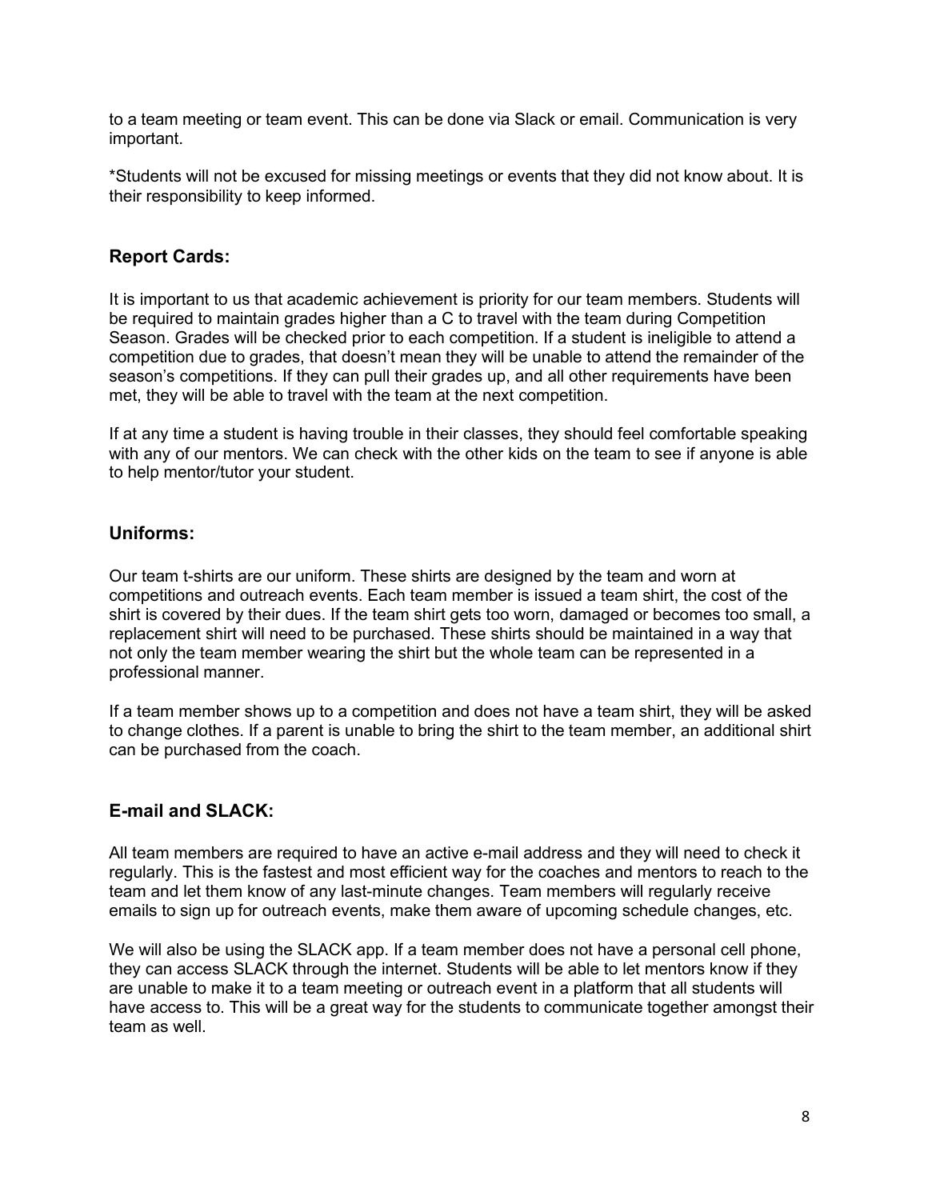to a team meeting or team event. This can be done via Slack or email. Communication is very important.

*Students will not be excused for missing meetings or events that they did not know about. It is their responsibility to keep informed.

## Report Cards:

It is important to us that academic achievement is priority for our team members. Students will be required to maintain grades higher than a C to travel with the team during Competition Season. Grades will be checked prior to each competition. If a student is ineligible to attend a competition due to grades, that doesn't mean they will be unable to attend the remainder of the season's competitions. If they can pull their grades up, and all other requirements have been met, they will be able to travel with the team at the next competition.

If at any time a student is having trouble in their classes, they should feel comfortable speaking with any of our mentors. We can check with the other kids on the team to see if anyone is able to help mentor/tutor your student.

## Uniforms:

Our team t-shirts are our uniform. These shirts are designed by the team and worn at competitions and outreach events. Each team member is issued a team shirt, the cost of the shirt is covered by their dues. If the team shirt gets too worn, damaged or becomes too small, a replacement shirt will need to be purchased. These shirts should be maintained in a way that not only the team member wearing the shirt but the whole team can be represented in a professional manner.

If a team member shows up to a competition and does not have a team shirt, they will be asked to change clothes. If a parent is unable to bring the shirt to the team member, an additional shirt can be purchased from the coach.

## E-mail and SLACK:

All team members are required to have an active e-mail address and they will need to check it regularly. This is the fastest and most efficient way for the coaches and mentors to reach to the team and let them know of any last-minute changes. Team members will regularly receive emails to sign up for outreach events, make them aware of upcoming schedule changes, etc.

We will also be using the SLACK app. If a team member does not have a personal cell phone, they can access SLACK through the internet. Students will be able to let mentors know if they are unable to make it to a team meeting or outreach event in a platform that all students will have access to. This will be a great way for the students to communicate together amongst their team as well.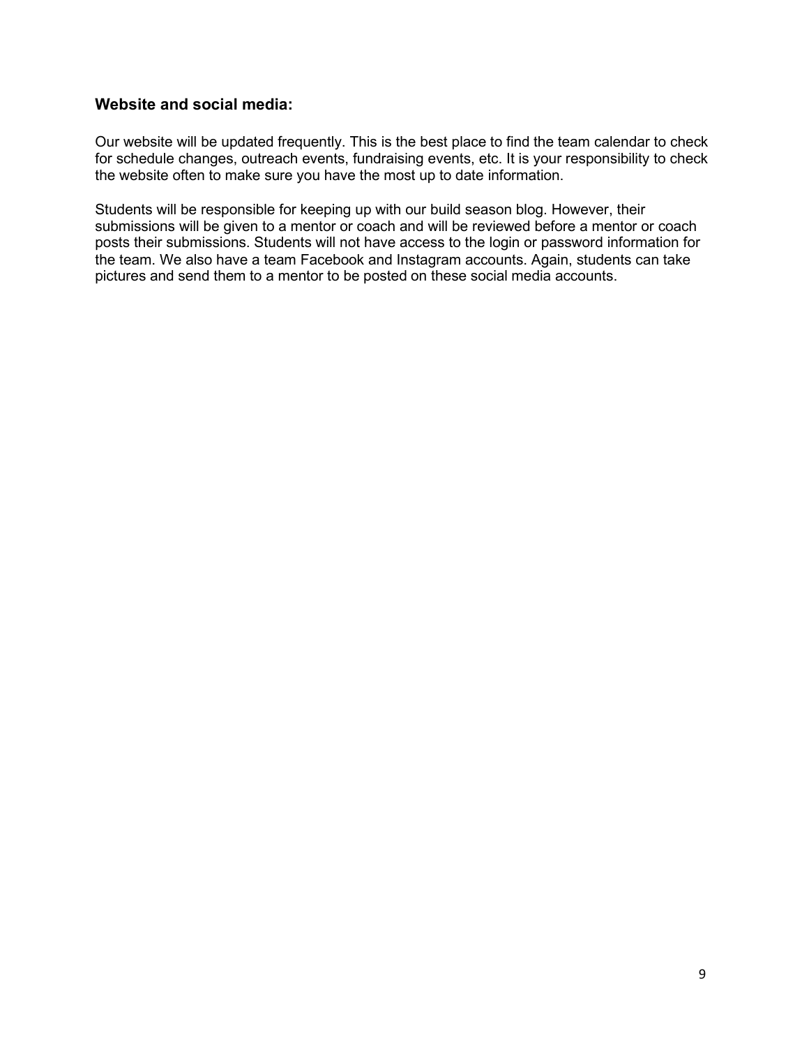### Website and social media:

Our website will be updated frequently. This is the best place to find the team calendar to check for schedule changes, outreach events, fundraising events, etc. It is your responsibility to check the website often to make sure you have the most up to date information.

Students will be responsible for keeping up with our build season blog. However, their submissions will be given to a mentor or coach and will be reviewed before a mentor or coach posts their submissions. Students will not have access to the login or password information for the team. We also have a team Facebook and Instagram accounts. Again, students can take pictures and send them to a mentor to be posted on these social media accounts.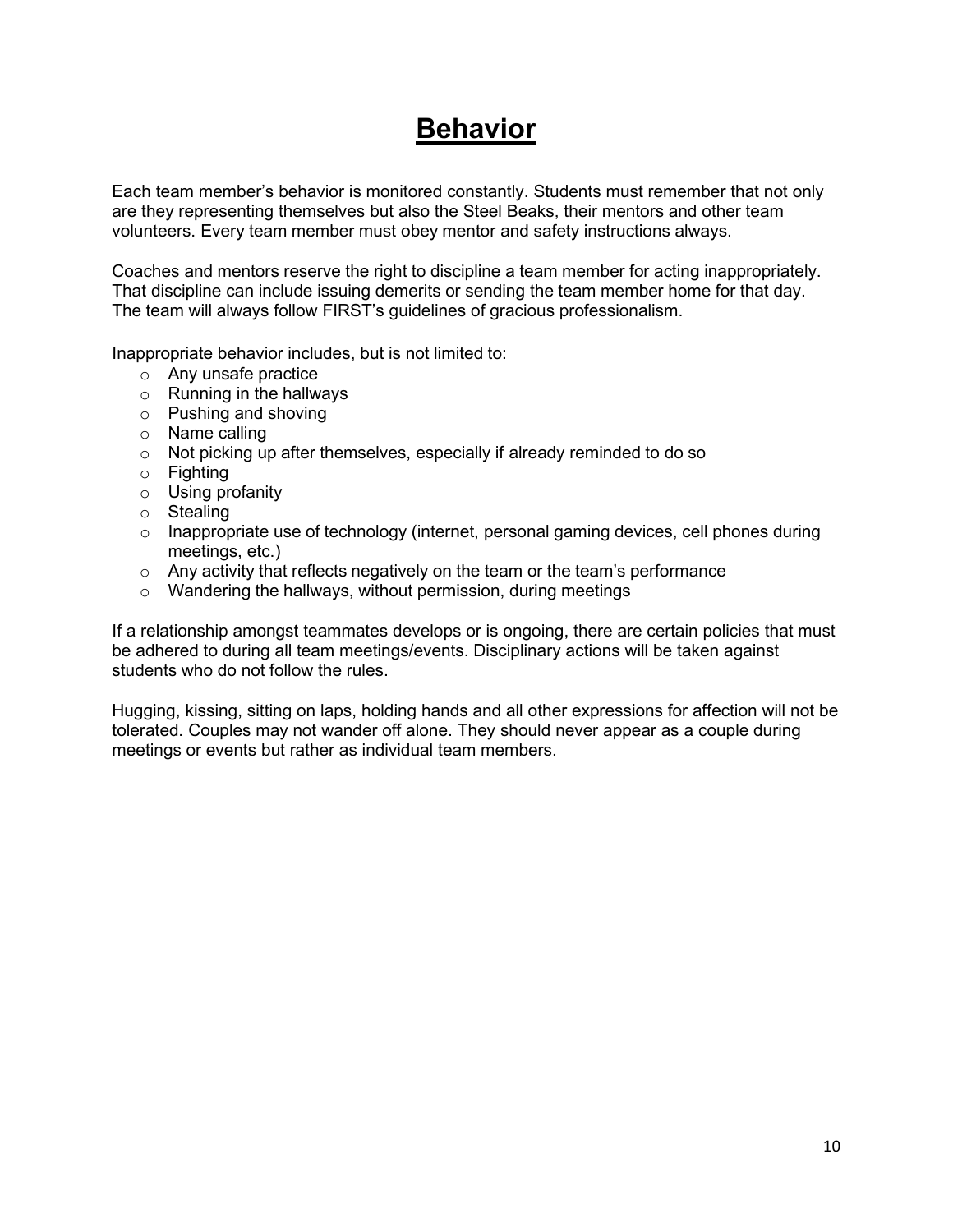# Behavior

Each team member's behavior is monitored constantly. Students must remember that not only are they representing themselves but also the Steel Beaks, their mentors and other team volunteers. Every team member must obey mentor and safety instructions always.

Coaches and mentors reserve the right to discipline a team member for acting inappropriately. That discipline can include issuing demerits or sending the team member home for that day. The team will always follow FIRST's guidelines of gracious professionalism.

Inappropriate behavior includes, but is not limited to:

- Any unsafe practice
- Running in the hallways
- Pushing and shoving
- Name calling
- Not picking up after themselves, especially if already reminded to do so
- Fighting
- Using profanity
- Stealing
- Inappropriate use of technology (internet, personal gaming devices, cell phones during meetings, etc.)
- Any activity that reflects negatively on the team or the team's performance
- Wandering the hallways, without permission, during meetings

If a relationship amongst teammates develops or is ongoing, there are certain policies that must be adhered to during all team meetings/events. Disciplinary actions will be taken against students who do not follow the rules.

Hugging, kissing, sitting on laps, holding hands and all other expressions for affection will not be tolerated. Couples may not wander off alone. They should never appear as a couple during meetings or events but rather as individual team members.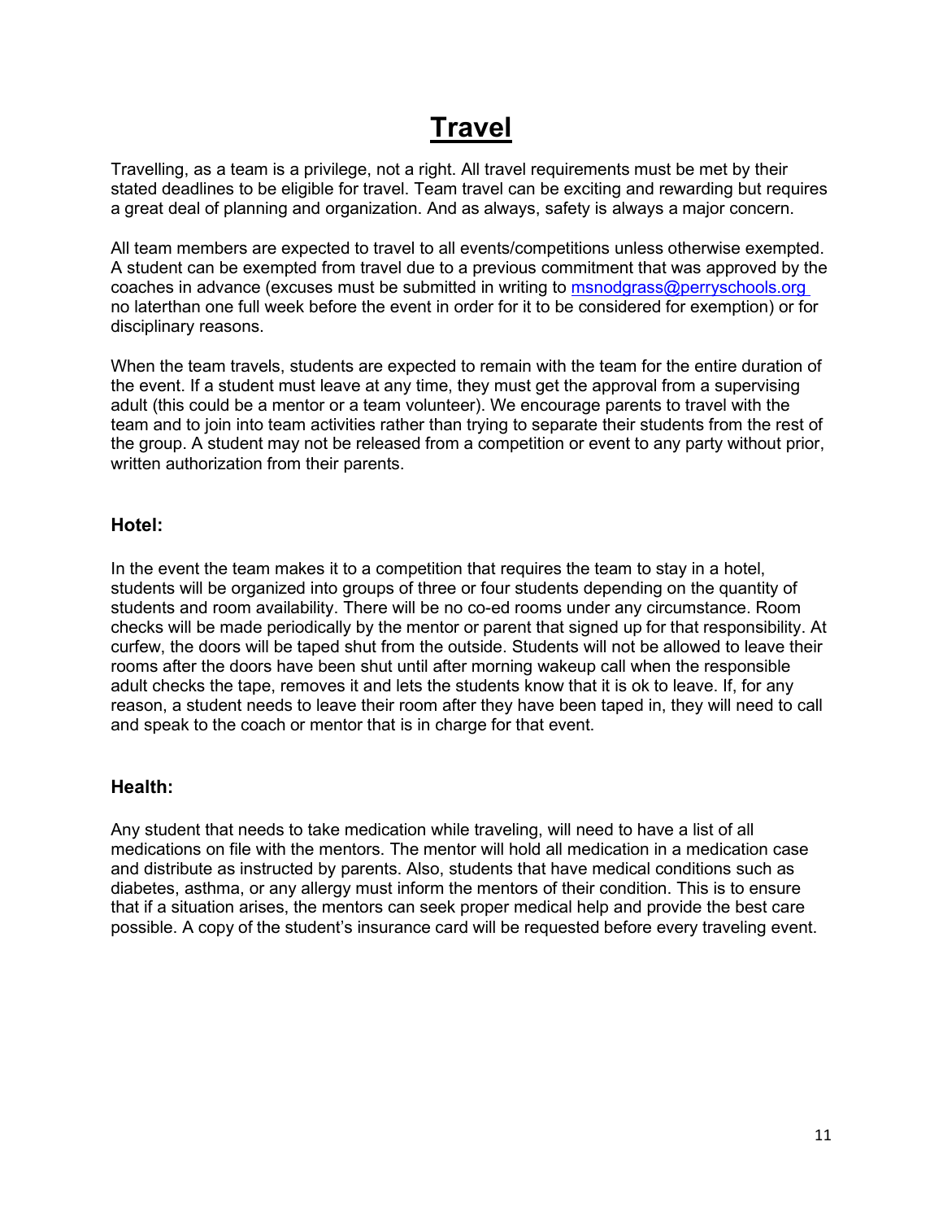# Travel

Travelling, as a team is a privilege, not a right. All travel requirements must be met by their stated deadlines to be eligible for travel. Team travel can be exciting and rewarding but requires a great deal of planning and organization. And as always, safety is always a major concern.

All team members are expected to travel to all events/competitions unless otherwise exempted. A student can be exempted from travel due to a previous commitment that was approved by the coaches in advance (excuses must be submitted in writing to msnodgrass@perryschools.org no laterthan one full week before the event in order for it to be considered for exemption) or for disciplinary reasons.

When the team travels, students are expected to remain with the team for the entire duration of the event. If a student must leave at any time, they must get the approval from a supervising adult (this could be a mentor or a team volunteer). We encourage parents to travel with the team and to join into team activities rather than trying to separate their students from the rest of the group. A student may not be released from a competition or event to any party without prior, written authorization from their parents.

### Hotel:

In the event the team makes it to a competition that requires the team to stay in a hotel, students will be organized into groups of three or four students depending on the quantity of students and room availability. There will be no co-ed rooms under any circumstance. Room checks will be made periodically by the mentor or parent that signed up for that responsibility. At curfew, the doors will be taped shut from the outside. Students will not be allowed to leave their rooms after the doors have been shut until after morning wakeup call when the responsible adult checks the tape, removes it and lets the students know that it is ok to leave. If, for any reason, a student needs to leave their room after they have been taped in, they will need to call and speak to the coach or mentor that is in charge for that event.

### Health:

Any student that needs to take medication while traveling, will need to have a list of all medications on file with the mentors. The mentor will hold all medication in a medication case and distribute as instructed by parents. Also, students that have medical conditions such as diabetes, asthma, or any allergy must inform the mentors of their condition. This is to ensure that if a situation arises, the mentors can seek proper medical help and provide the best care possible. A copy of the student's insurance card will be requested before every traveling event.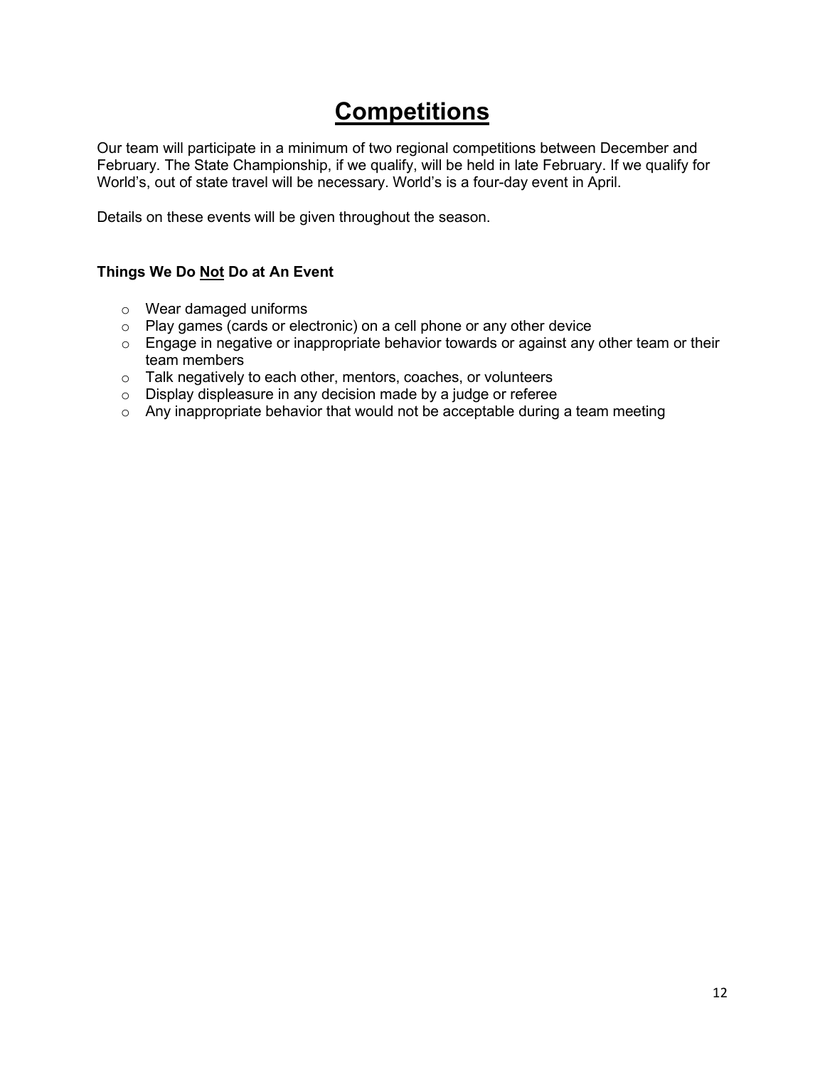# Competitions

Our team will participate in a minimum of two regional competitions between December and February. The State Championship, if we qualify, will be held in late February. If we qualify for World's, out of state travel will be necessary. World's is a four-day event in April.

Details on these events will be given throughout the season.

**Things We Do <u>Not</u> Do at An Event**

- Wear damaged uniforms
- Play games (cards or electronic) on a cell phone or any other device
- Engage in negative or inappropriate behavior towards or against any other team or their team members
- Talk negatively to each other, mentors, coaches, or volunteers
- Display displeasure in any decision made by a judge or referee
- Any inappropriate behavior that would not be acceptable during a team meeting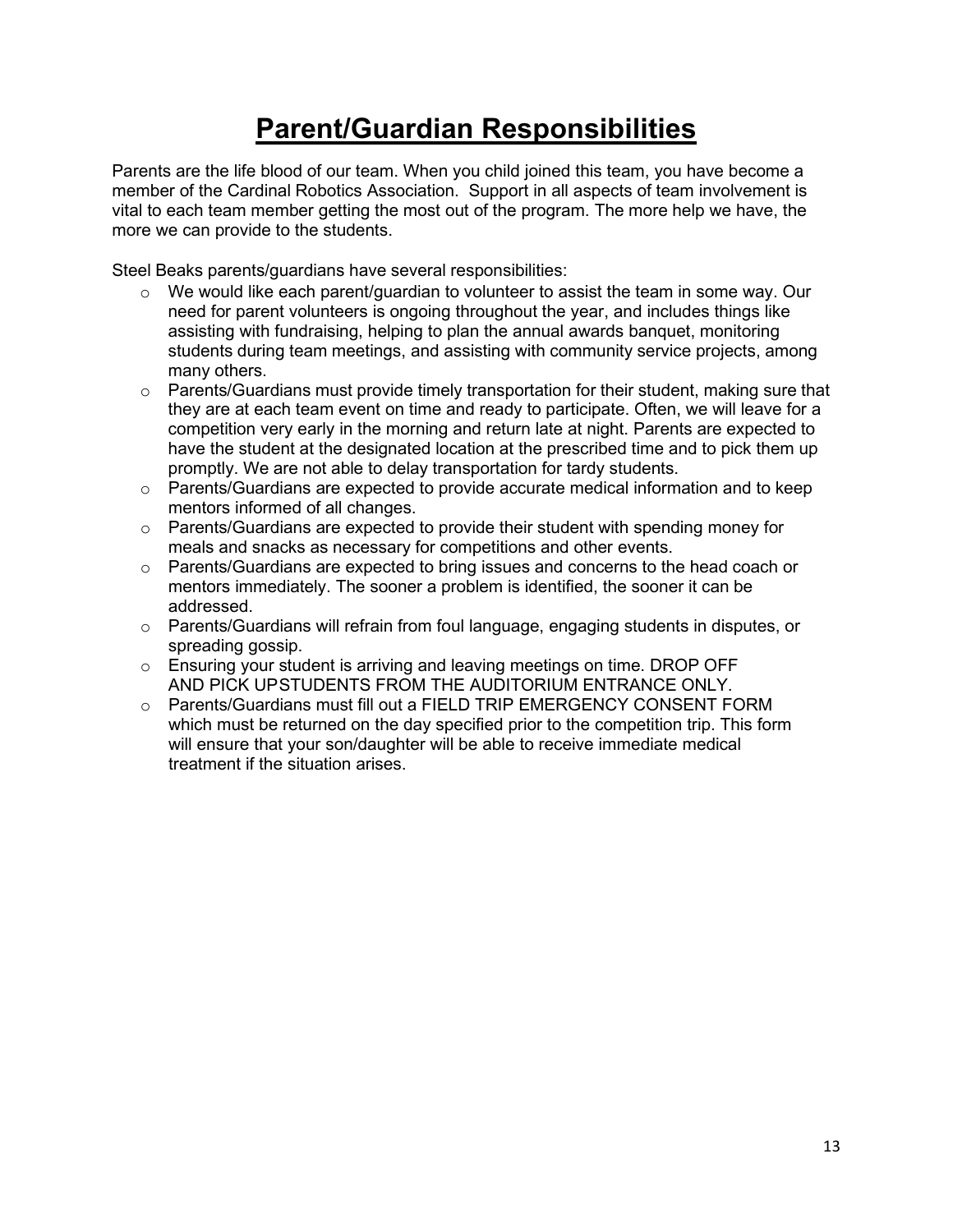# Parent/Guardian Responsibilities

Parents are the life blood of our team. When you child joined this team, you have become a member of the Cardinal Robotics Association. Support in all aspects of team involvement is vital to each team member getting the most out of the program. The more help we have, the more we can provide to the students.

Steel Beaks parents/guardians have several responsibilities:

- We would like each parent/guardian to volunteer to assist the team in some way. Our need for parent volunteers is ongoing throughout the year, and includes things like assisting with fundraising, helping to plan the annual awards banquet, monitoring students during team meetings, and assisting with community service projects, among many others.
- Parents/Guardians must provide timely transportation for their student, making sure that they are at each team event on time and ready to participate. Often, we will leave for a competition very early in the morning and return late at night. Parents are expected to have the student at the designated location at the prescribed time and to pick them up promptly. We are not able to delay transportation for tardy students.
- Parents/Guardians are expected to provide accurate medical information and to keep mentors informed of all changes.
- Parents/Guardians are expected to provide their student with spending money for meals and snacks as necessary for competitions and other events.
- Parents/Guardians are expected to bring issues and concerns to the head coach or mentors immediately. The sooner a problem is identified, the sooner it can be addressed.
- Parents/Guardians will refrain from foul language, engaging students in disputes, or spreading gossip.
- Ensuring your student is arriving and leaving meetings on time. DROP OFF AND PICK UPSTUDENTS FROM THE AUDITORIUM ENTRANCE ONLY.
- Parents/Guardians must fill out a FIELD TRIP EMERGENCY CONSENT FORM which must be returned on the day specified prior to the competition trip. This form will ensure that your son/daughter will be able to receive immediate medical treatment if the situation arises.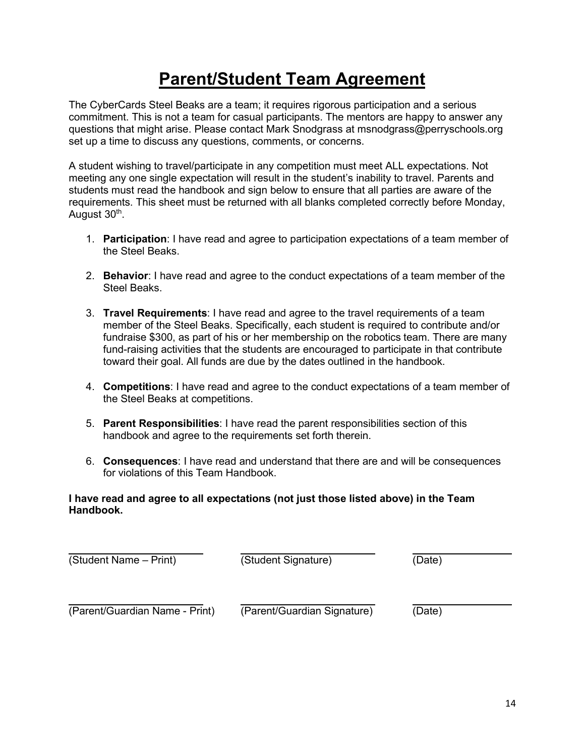# Parent/Student Team Agreement

The CyberCards Steel Beaks are a team; it requires rigorous participation and a serious commitment. This is not a team for casual participants. The mentors are happy to answer any questions that might arise. Please contact Mark Snodgrass at msnodgrass@perryschools.org set up a time to discuss any questions, comments, or concerns.

A student wishing to travel/participate in any competition must meet ALL expectations. Not meeting any one single expectation will result in the student's inability to travel. Parents and students must read the handbook and sign below to ensure that all parties are aware of the requirements. This sheet must be returned with all blanks completed correctly before Monday, August 30th.

1. **Participation**: I have read and agree to participation expectations of a team member of the Steel Beaks.
2. **Behavior**: I have read and agree to the conduct expectations of a team member of the Steel Beaks.
3. **Travel Requirements**: I have read and agree to the travel requirements of a team member of the Steel Beaks. Specifically, each student is required to contribute and/or fundraise $300, as part of his or her membership on the robotics team. There are many fund-raising activities that the students are encouraged to participate in that contribute toward their goal. All funds are due by the dates outlined in the handbook.
4. **Competitions**: I have read and agree to the conduct expectations of a team member of the Steel Beaks at competitions.
5. **Parent Responsibilities**: I have read the parent responsibilities section of this handbook and agree to the requirements set forth therein.
6. **Consequences**: I have read and understand that there are and will be consequences for violations of this Team Handbook.

**I have read and agree to all expectations (not just those listed above) in the Team Handbook.**

| ______________________ | ______________________ | ______________ |
| --- | --- | --- |
| (Student Name – Print) | (Student Signature) | (Date) |

| ______________________ | ______________________ | ______________ |
| --- | --- | --- |
| (Parent/Guardian Name - Print) | (Parent/Guardian Signature) | (Date) |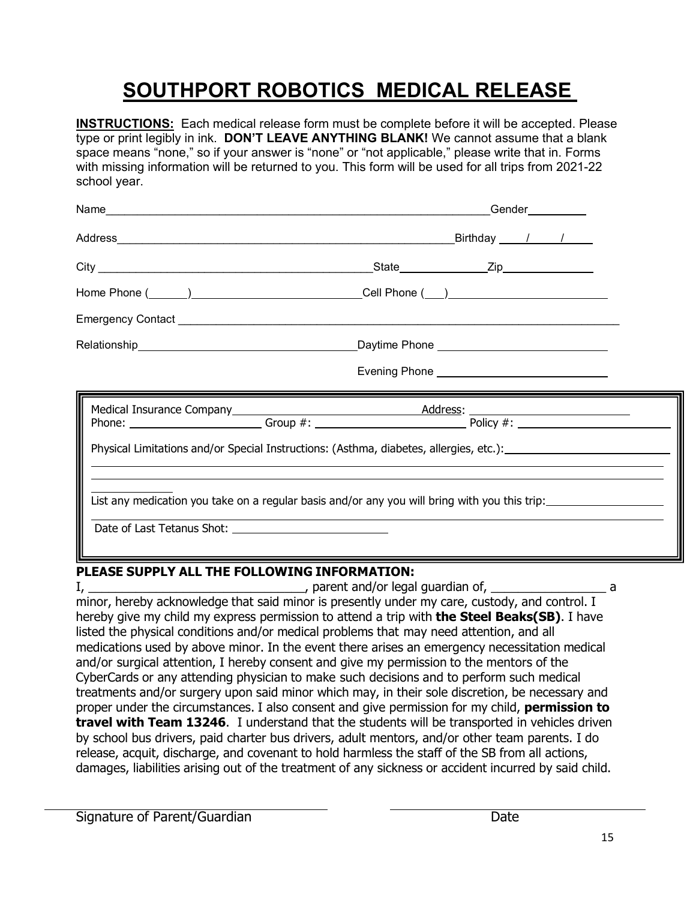# SOUTHPORT ROBOTICS MEDICAL RELEASE

**INSTRUCTIONS:** Each medical release form must be complete before it will be accepted. Please type or print legibly in ink. **DON'T LEAVE ANYTHING BLANK!** We cannot assume that a blank space means "none," so if your answer is "none" or "not applicable," please write that in. Forms with missing information will be returned to you. This form will be used for all trips from 2021-22 school year.

Name______________________________________________________________ Gender__________

Address_____________________________________________________ Birthday ____/____/____

City _____________________________________________ State______________ Zip_______________

Home Phone (______)__________________________ Cell Phone (___)_________________________

Emergency Contact _________________________________________________________________________

Relationship__________________________________ Daytime Phone ___________________________

Evening Phone ___________________________

Medical Insurance Company_______________________________ Address: __________________________

Phone: ____________________ Group #: _______________________ Policy #: _______________________

Physical Limitations and/or Special Instructions: (Asthma, diabetes, allergies, etc.):_________________________

_____________________________________________________________________________________________

_____________________________________________________________________________________________

_____________

List any medication you take on a regular basis and/or any you will bring with you this trip:__________________

_____________________________________________________________________________________________

Date of Last Tetanus Shot: _________________________

**PLEASE SUPPLY ALL THE FOLLOWING INFORMATION:**

I, ________________________________, parent and/or legal guardian of, _________________ a minor, hereby acknowledge that said minor is presently under my care, custody, and control. I hereby give my child my express permission to attend a trip with **the Steel Beaks(SB)**. I have listed the physical conditions and/or medical problems that may need attention, and all medications used by above minor. In the event there arises an emergency necessitation medical and/or surgical attention, I hereby consent and give my permission to the mentors of the CyberCards or any attending physician to make such decisions and to perform such medical treatments and/or surgery upon said minor which may, in their sole discretion, be necessary and proper under the circumstances. I also consent and give permission for my child, **permission to travel with Team 13246**. I understand that the students will be transported in vehicles driven by school bus drivers, paid charter bus drivers, adult mentors, and/or other team parents. I do release, acquit, discharge, and covenant to hold harmless the staff of the SB from all actions, damages, liabilities arising out of the treatment of any sickness or accident incurred by said child.

_________________________________ _________________________________

Signature of Parent/Guardian Date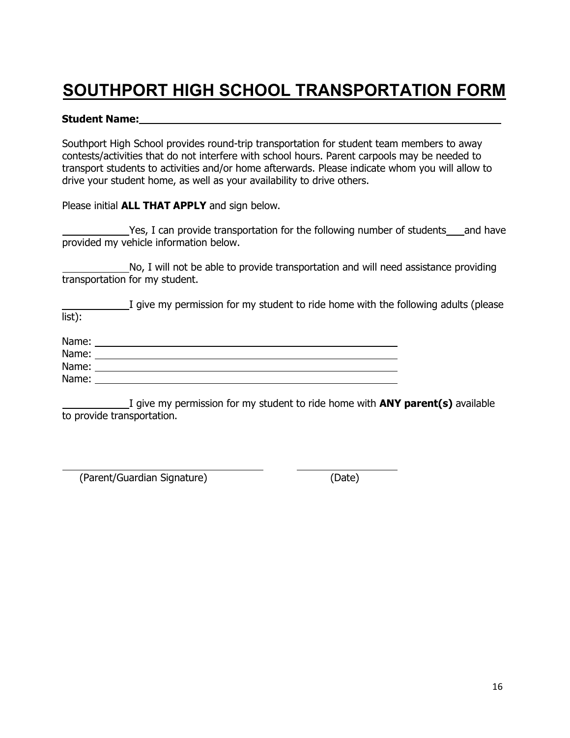# SOUTHPORT HIGH SCHOOL TRANSPORTATION FORM

**Student Name:**\_\_\_\_\_\_\_\_\_\_\_\_\_\_\_\_\_\_\_\_\_\_\_\_\_\_\_\_\_\_\_\_\_\_\_\_\_\_\_\_\_\_\_\_\_\_\_\_

Southport High School provides round-trip transportation for student team members to away contests/activities that do not interfere with school hours. Parent carpools may be needed to transport students to activities and/or home afterwards. Please indicate whom you will allow to drive your student home, as well as your availability to drive others.

Please initial **ALL THAT APPLY** and sign below.

\_\_\_\_\_\_\_\_\_\_\_\_Yes, I can provide transportation for the following number of students\_\_\_and have provided my vehicle information below.

\_\_\_\_\_\_\_\_\_\_\_\_No, I will not be able to provide transportation and will need assistance providing transportation for my student.

\_\_\_\_\_\_\_\_\_\_\_\_I give my permission for my student to ride home with the following adults (please list):

Name: \_\_\_\_\_\_\_\_\_\_\_\_\_\_\_\_\_\_\_\_\_\_\_\_\_\_\_\_\_\_\_\_\_\_\_\_\_\_\_\_\_\_\_\_
Name: \_\_\_\_\_\_\_\_\_\_\_\_\_\_\_\_\_\_\_\_\_\_\_\_\_\_\_\_\_\_\_\_\_\_\_\_\_\_\_\_\_\_\_\_
Name: \_\_\_\_\_\_\_\_\_\_\_\_\_\_\_\_\_\_\_\_\_\_\_\_\_\_\_\_\_\_\_\_\_\_\_\_\_\_\_\_\_\_\_\_
Name: \_\_\_\_\_\_\_\_\_\_\_\_\_\_\_\_\_\_\_\_\_\_\_\_\_\_\_\_\_\_\_\_\_\_\_\_\_\_\_\_\_\_\_\_

\_\_\_\_\_\_\_\_\_\_\_\_I give my permission for my student to ride home with **ANY parent(s)** available to provide transportation.

\_\_\_\_\_\_\_\_\_\_\_\_\_\_\_\_\_\_\_\_\_\_\_\_\_\_\_\_\_\_ \_\_\_\_\_\_\_\_\_\_\_\_\_\_\_\_\_\_\_\_
(Parent/Guardian Signature) (Date)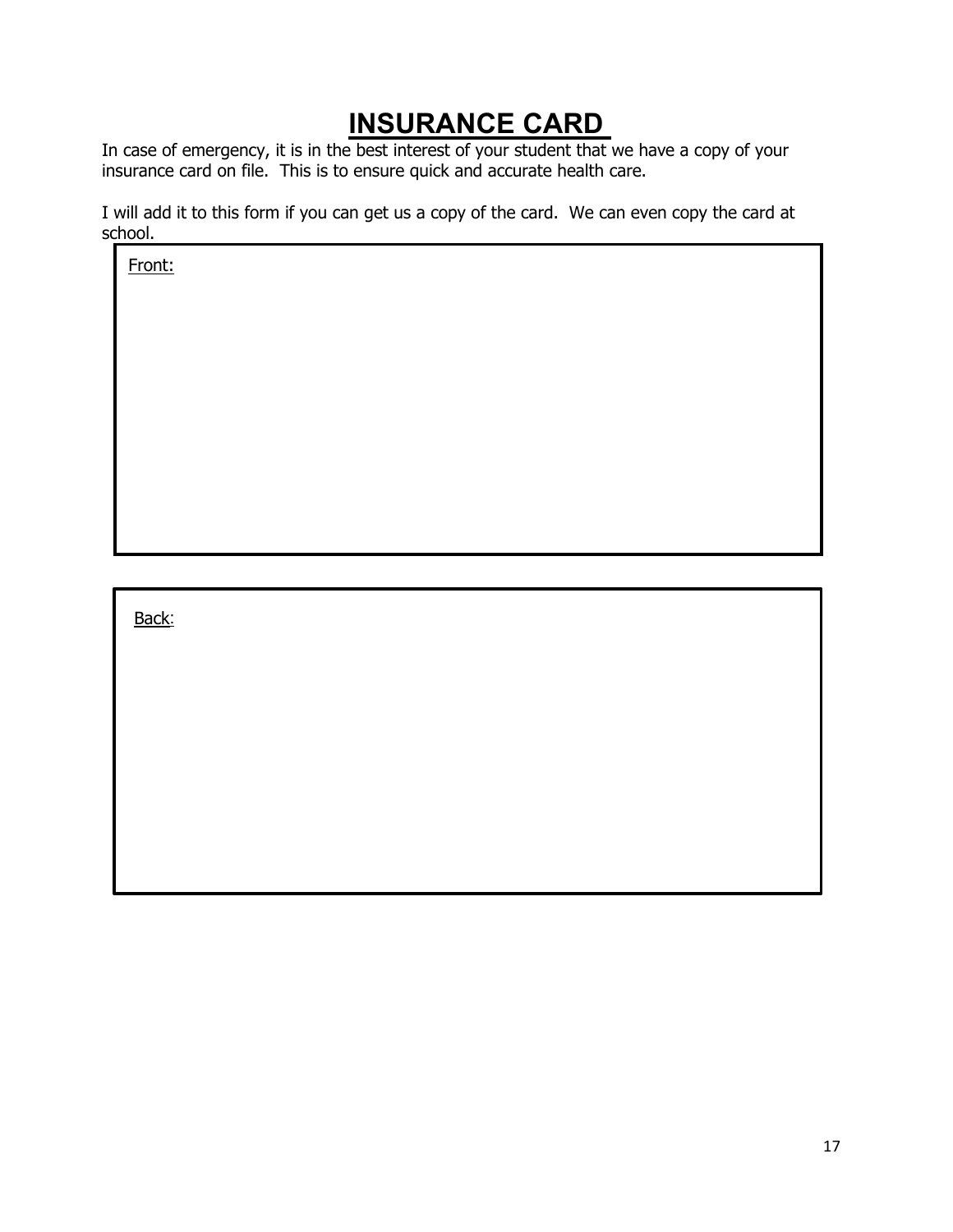# INSURANCE CARD

In case of emergency, it is in the best interest of your student that we have a copy of your insurance card on file. This is to ensure quick and accurate health care.

I will add it to this form if you can get us a copy of the card. We can even copy the card at school.

Front:

Back: